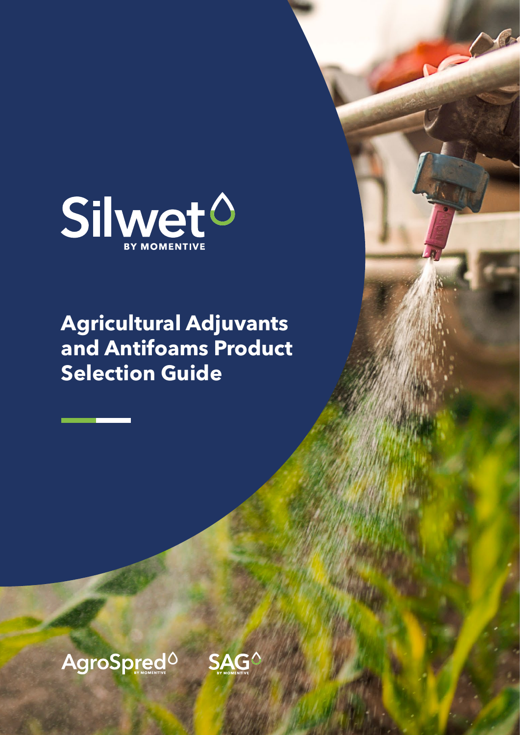Silwet

BY MOMENTIVE

# Agricultural Adjuvants and Antifoams Product Selection Guide

AgroSpred BY MOMENTIVE

SAG BY MOMENTIVE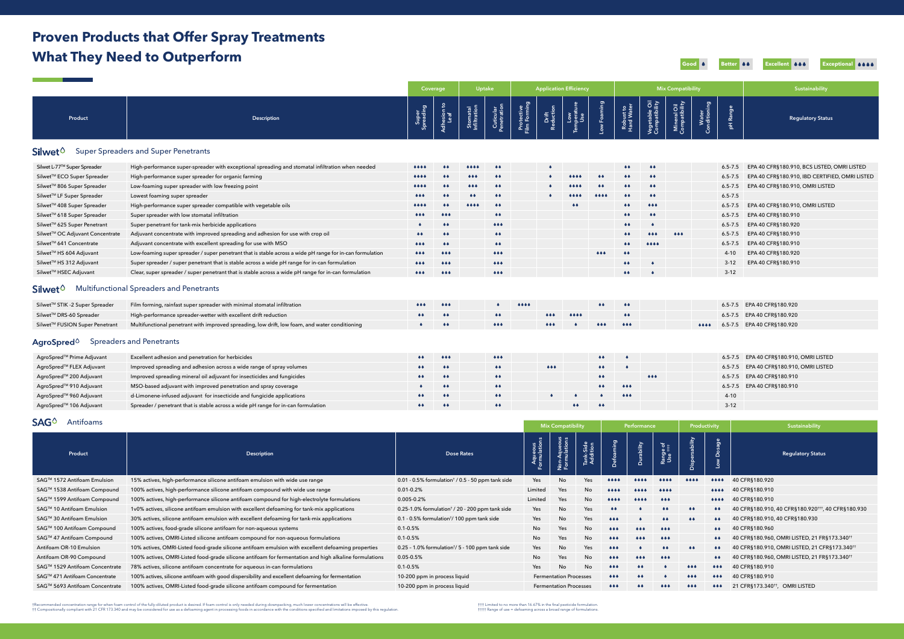# Proven Products that Offer Spray Treatments What They Need to Outperform

Good ♦ | Better ♦♦ | Excellent ♦♦♦ | Exceptional ♦♦♦♦

| Product | Description | Coverage | | Uptake | | Application Efficiency | | | | Mix Compatibility | | | | | Sustainability |
|---|---|---|---|---|---|---|---|---|---|---|---|---|---|---|---|
| | | Super Spreading | Adhesion to Leaf | Stomatal Infiltration | Cuticular Penetration | Protective Film Forming | Drift Reduction | Low Temperature Use | Low Foaming | Robust to Hard Water | Vegetable Oil Compatibility | Mineral Oil Compatibility | Water Conditioning | pH Range | Regulatory Status |
| **Silwet Super Spreaders and Super Penetrants** | | | | | | | | | | | | | | | |
| Silwet L-77™ Super Spreader | High-performance super-spreader with exceptional spreading and stomatal infiltration when needed | ♦♦♦♦ | ♦♦ | ♦♦♦♦ | ♦♦ | | ♦ | | | ♦♦ | ♦♦ | | | 6.5-7.5 | EPA 40 CFR§180.910, BCS LISTED, OMRI LISTED |
| Silwet™ ECO Super Spreader | High-performance super spreader for organic farming | ♦♦♦♦ | ♦♦ | ♦♦♦ | ♦♦ | | ♦ | ♦♦♦♦ | ♦♦ | ♦♦ | ♦♦ | | | 6.5-7.5 | EPA 40 CFR§180.910, IBD CERTIFIED, OMRI LISTED |
| Silwet™ 806 Super Spreader | Low-foaming super spreader with low freezing point | ♦♦♦♦ | ♦♦ | ♦♦♦ | ♦♦ | | ♦ | ♦♦♦♦ | ♦♦ | ♦♦ | ♦♦ | | | 6.5-7.5 | EPA 40 CFR§180.910, OMRI LISTED |
| Silwet™ LF Super Spreader | Lowest foaming super spreader | ♦♦♦ | ♦♦ | ♦♦ | ♦♦ | | ♦ | ♦♦♦♦ | ♦♦♦♦ | ♦♦ | ♦♦ | | | 6.5-7.5 | |
| Silwet™ 408 Super Spreader | High-performance super spreader compatible with vegetable oils | ♦♦♦♦ | ♦♦ | ♦♦♦♦ | ♦♦ | | | ♦♦ | | ♦♦ | ♦♦♦ | | | 6.5-7.5 | EPA 40 CFR§180.910, OMRI LISTED |
| Silwet™ 618 Super Spreader | Super spreader with low stomatal infiltration | ♦♦♦ | ♦♦♦ | | ♦♦ | | | | | ♦♦ | ♦♦ | | | 6.5-7.5 | EPA 40 CFR§180.910 |
| Silwet™ 625 Super Penetrant | Super penetrant for tank-mix herbicide applications | ♦ | ♦♦ | | ♦♦♦ | | | | | ♦♦ | ♦ | | | 6.5-7.5 | EPA 40 CFR§180.920 |
| Silwet™ OC Adjuvant Concentrate | Adjuvant concentrate with improved spreading and adhesion for use with crop oil | ♦♦ | ♦♦ | | ♦♦ | | | | | ♦♦ | ♦♦♦ | ♦♦♦ | | 6.5-7.5 | EPA 40 CFR§180.910 |
| Silwet™ 641 Concentrate | Adjuvant concentrate with excellent spreading for use with MSO | ♦♦♦ | ♦♦ | | ♦♦ | | | | | ♦♦ | ♦♦♦♦ | | | 6.5-7.5 | EPA 40 CFR§180.910 |
| Silwet™ HS 604 Adjuvant | Low-foaming super spreader / super penetrant that is stable across a wide pH range for in-can formulation | ♦♦♦ | ♦♦♦ | | ♦♦♦ | | | | ♦♦♦ | ♦♦ | | | | 4-10 | EPA 40 CFR§180.920 |
| Silwet™ HS 312 Adjuvant | Super spreader / super penetrant that is stable across a wide pH range for in-can formulation | ♦♦♦ | ♦♦♦ | | ♦♦♦ | | | | | ♦♦ | ♦ | | | 3-12 | EPA 40 CFR§180.910 |
| Silwet™ HSEC Adjuvant | Clear, super spreader / super penetrant that is stable across a wide pH range for in-can formulation | ♦♦♦ | ♦♦♦ | | ♦♦♦ | | | | | ♦♦ | ♦ | | | 3-12 | |
| **Silwet Multifunctional Spreaders and Penetrants** | | | | | | | | | | | | | | | |
| Silwet™ STIK -2 Super Spreader | Film forming, rainfast super spreader with minimal stomatal infiltration | ♦♦♦ | ♦♦♦ | | ♦ | ♦♦♦♦ | | | ♦♦ | ♦♦ | | | | 6.5-7.5 | EPA 40 CFR§180.920 |
| Silwet™ DRS-60 Spreader | High-performance spreader-wetter with excellent drift reduction | ♦♦ | ♦♦ | | ♦♦ | | ♦♦♦ | ♦♦♦♦ | | ♦♦ | | | | 6.5-7.5 | EPA 40 CFR§180.920 |
| Silwet™ FUSION Super Penetrant | Multifunctional penetrant with improved spreading, low drift, low foam, and water conditioning | ♦ | ♦♦ | | ♦♦♦ | | ♦♦♦ | ♦ | ♦♦♦ | ♦♦♦ | | | ♦♦♦♦ | 6.5-7.5 | EPA 40 CFR§180.920 |
| **AgroSpred Spreaders and Penetrants** | | | | | | | | | | | | | | | |
| AgroSpred™ Prime Adjuvant | Excellent adhesion and penetration for herbicides | ♦♦ | ♦♦♦ | | ♦♦♦ | | | | ♦♦ | ♦ | | | | 6.5-7.5 | EPA 40 CFR§180.910, OMRI LISTED |
| AgroSpred™ FLEX Adjuvant | Improved spreading and adhesion across a wide range of spray volumes | ♦♦ | ♦♦ | | ♦♦ | | ♦♦♦ | | ♦♦ | ♦ | | | | 6.5-7.5 | EPA 40 CFR§180.910, OMRI LISTED |
| AgroSpred™ 200 Adjuvant | Improved spreading mineral oil adjuvant for insecticides and fungicides | ♦♦ | ♦♦ | | ♦♦ | | | | ♦♦ | | ♦♦♦ | | | 6.5-7.5 | EPA 40 CFR§180.910 |
| AgroSpred™ 910 Adjuvant | MSO-based adjuvant with improved penetration and spray coverage | ♦ | ♦♦ | | ♦♦ | | | | ♦♦ | ♦♦♦ | | | | 6.5-7.5 | EPA 40 CFR§180.910 |
| AgroSpred™ 960 Adjuvant | d-Limonene-infused adjuvant for insecticide and fungicide applications | ♦♦ | ♦♦ | | ♦♦ | | ♦ | ♦ | ♦ | ♦♦♦ | | | | 4-10 | |
| AgroSpred™ 106 Adjuvant | Spreader / penetrant that is stable across a wide pH range for in-can formulation | ♦♦ | ♦♦ | | ♦♦ | | | ♦♦ | ♦♦ | | | | | 3-12 | |

## SAG Antifoams

| Product | Description | Dose Rates | Mix Compatibility | | | Performance | | | Productivity | | Sustainability |
|---|---|---|---|---|---|---|---|---|---|---|---|
| | | | Aqueous Formulations | Non-Aqueous Formulations | Tank-Side Addition | Defoaming | Durability | Range of Use †††† | Dispersability | Low Dosage | Regulatory Status |
| SAG™ 1572 Antifoam Emulsion | 15% actives, high-performance silicone antifoam emulsion with wide use range | 0.01 - 0.5% formulation† / 0.5 - 50 ppm tank side | Yes | No | Yes | ♦♦♦♦ | ♦♦♦♦ | ♦♦♦♦ | ♦♦♦♦ | ♦♦♦♦ | 40 CFR§180.920 |
| SAG™ 1538 Antifoam Compound | 100% actives, high-performance silicone antifoam compound with wide use range | 0.01-0.2% | Limited | Yes | No | ♦♦♦♦ | ♦♦♦♦ | ♦♦♦♦ | | ♦♦♦♦ | 40 CFR§180.910 |
| SAG™ 1599 Antifoam Compound | 100% actives, high-performance silicone antifoam compound for high-electrolyte formulations | 0.005-0.2% | Limited | Yes | No | ♦♦♦♦ | ♦♦♦♦ | ♦♦♦ | | ♦♦♦♦ | 40 CFR§180.910 |
| SAG™ 10 Antifoam Emulsion | 1v0% actives, silicone antifoam emulsion with excellent defoaming for tank-mix applications | 0.25-1.0% formulation† / 20 - 200 ppm tank side | Yes | No | Yes | ♦♦ | ♦ | ♦♦ | ♦♦ | ♦♦ | 40 CFR§180.910, 40 CFR§180.920†††, 40 CFR§180.930 |
| SAG™ 30 Antifoam Emulsion | 30% actives, silicone antifoam emulsion with excellent defoaming for tank-mix applications | 0.1 - 0.5% formulation†/ 100 ppm tank side | Yes | No | Yes | ♦♦♦ | ♦ | ♦♦ | ♦♦ | ♦♦ | 40 CFR§180.910, 40 CFR§180.930 |
| SAG™ 100 Antifoam Compound | 100% actives, food-grade silicone antifoam for non-aqueous systems | 0.1-0.5% | No | Yes | No | ♦♦♦ | ♦♦♦ | ♦♦♦ | | ♦♦ | 40 CFR§180.960 |
| SAG™ 47 Antifoam Compound | 100% actives, OMRI-Listed silicone antifoam compound for non-aqueous formulations | 0.1-0.5% | No | Yes | No | ♦♦♦ | ♦♦♦ | ♦♦♦ | | ♦♦ | 40 CFR§180.960, OMRI LISTED, 21 CFR§173.340†† |
| Antifoam OR-10 Emulsion | 10% actives, OMRI-Listed food-grade silicone antifoam emulsion with excellent defoaming properties | 0.25 - 1.0% formulation†/ 5 - 100 ppm tank side | Yes | No | Yes | ♦♦♦ | ♦ | ♦♦ | ♦♦ | ♦♦ | 40 CFR§180.910, OMRI LISTED, 21 CFR§173.340†† |
| Antifoam OR-90 Compound | 100% actives, OMRI-Listed food-grade silicone antifoam for fermentation and high alkaline formulations | 0.05-0.5% | No | Yes | No | ♦♦♦ | ♦♦♦ | ♦♦♦ | | ♦♦ | 40 CFR§180.960, OMRI LISTED, 21 CFR§173.340†† |
| SAG™ 1529 Antifoam Concentrate | 78% actives, silicone antifoam concentrate for aqueous in-can formulations | 0.1-0.5% | Yes | No | No | ♦♦♦ | ♦♦ | ♦ | ♦♦♦ | ♦♦♦ | 40 CFR§180.910 |
| SAG™ 471 Antifoam Concentrate | 100% actives, silicone antifoam with good dispersibility and excellent defoaming for fermentation | 10-200 ppm in process liquid | Fermentation Processes | | | ♦♦♦ | ♦♦ | ♦ | ♦♦♦ | ♦♦♦ | 40 CFR§180.910 |
| SAG™ 5693 Antifoam Concentrate | 100% actives, OMRI-Listed food-grade silicone antifoam compound for fermentation | 10-200 ppm in process liquid | Fermentation Processes | | | ♦♦♦ | ♦♦ | ♦♦♦ | ♦♦♦ | ♦♦♦ | 21 CFR§173.340††, OMRI LISTED |

†Recommended concentration range for when foam control of the fully-diluted product is desired. If foam control is only needed during downpacking, much lower concentrations will be effective.
†† Compositionally compliant with 21 CFR 173.340 and may be considered for use as a defoaming agent in processing foods in accordance with the conditions specified and limitations imposed by this regulation.

††† Limited to no more than 16.67% in the final pesticide formulation.
†††† Range of use = defoaming across a broad range of formulations.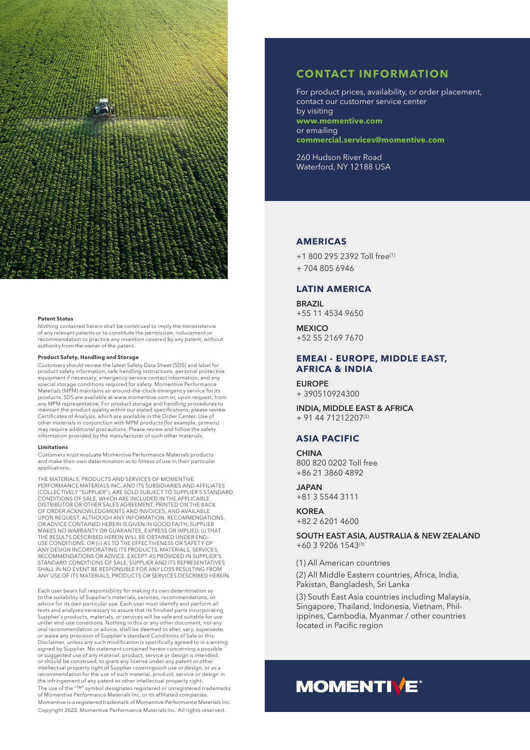**Patent Status**

Nothing contained herein shall be construed to imply the nonexistence of any relevant patents or to constitute the permission, inducement or recommendation to practice any invention covered by any patent, without authority from the owner of the patent.

**Product Safety, Handling and Storage**

Customers should review the latest Safety Data Sheet (SDS) and label for product safety information, safe handling instructions, personal protective equipment if necessary, emergency service contact information, and any special storage conditions required for safety. Momentive Performance Materials (MPM) maintains an around-the-clock emergency service for its products. SDS are available at www.momentive.com or, upon request, from any MPM representative. For product storage and handling procedures to maintain the product quality within our stated specifications, please review Certificates of Analysis, which are available in the Order Center. Use of other materials in conjunction with MPM products (for example, primers) may require additional precautions. Please review and follow the safety information provided by the manufacturer of such other materials.

**Limitations**

Customers must evaluate Momentive Performance Materials products and make their own determination as to fitness of use in their particular applications.

THE MATERIALS, PRODUCTS AND SERVICES OF MOMENTIVE PERFORMANCE MATERIALS INC. AND ITS SUBSIDIARIES AND AFFILIATES (COLLECTIVELY "SUPPLIER"), ARE SOLD SUBJECT TO SUPPLIER'S STANDARD CONDITIONS OF SALE, WHICH ARE INCLUDED IN THE APPLICABLE DISTRIBUTOR OR OTHER SALES AGREEMENT, PRINTED ON THE BACK OF ORDER ACKNOWLEDGMENTS AND INVOICES, AND AVAILABLE UPON REQUEST. ALTHOUGH ANY INFORMATION, RECOMMENDATIONS, OR ADVICE CONTAINED HEREIN IS GIVEN IN GOOD FAITH, SUPPLIER MAKES NO WARRANTY OR GUARANTEE, EXPRESS OR IMPLIED, (i) THAT THE RESULTS DESCRIBED HEREIN WILL BE OBTAINED UNDER END-USE CONDITIONS, OR (ii) AS TO THE EFFECTIVENESS OR SAFETY OF ANY DESIGN INCORPORATING ITS PRODUCTS, MATERIALS, SERVICES, RECOMMENDATIONS OR ADVICE. EXCEPT AS PROVIDED IN SUPPLIER'S STANDARD CONDITIONS OF SALE, SUPPLIER AND ITS REPRESENTATIVES SHALL IN NO EVENT BE RESPONSIBLE FOR ANY LOSS RESULTING FROM ANY USE OF ITS MATERIALS, PRODUCTS OR SERVICES DESCRIBED HEREIN.

Each user bears full responsibility for making its own determination as to the suitability of Supplier's materials, services, recommendations, or advice for its own particular use. Each user must identify and perform all tests and analyses necessary to assure that its finished parts incorporating Supplier's products, materials, or services will be safe and suitable for use under end-use conditions. Nothing in this or any other document, nor any oral recommendation or advice, shall be deemed to alter, vary, supersede, or waive any provision of Supplier's standard Conditions of Sale or this Disclaimer, unless any such modification is specifically agreed to in a writing signed by Supplier. No statement contained herein concerning a possible or suggested use of any material, product, service or design is intended, or should be construed, to grant any license under any patent or other intellectual property right of Supplier coveringsuch use or design, or as a recommendation for the use of such material, product, service or design in the infringement of any patent or other intellectual property right.

The use of the "™" symbol designates registered or unregistered trademarks of Momentive Performance Materials Inc. or its affiliated companies.

Momentive is a registered trademark of Momentive Performance Materials Inc.

Copyright 2022. Momentive Performance Materials Inc. All rights reserved.

## CONTACT INFORMATION

For product prices, availability, or order placement, contact our customer service center by visiting **www.momentive.com** or emailing **commercial.services@momentive.com**

260 Hudson River Road
Waterford, NY 12188 USA

### AMERICAS

+1 800 295 2392 Toll free(1)
+ 704 805 6946

### LATIN AMERICA

**BRAZIL**
+55 11 4534 9650

**MEXICO**
+52 55 2169 7670

### EMEAI - EUROPE, MIDDLE EAST, AFRICA & INDIA

**EUROPE**
+ 390510924300

**INDIA, MIDDLE EAST & AFRICA**
+ 91 44 71212207(2)

### ASIA PACIFIC

**CHINA**
800 820 0202 Toll free
+86 21 3860 4892

**JAPAN**
+81 3 5544 3111

**KOREA**
+82 2 6201 4600

**SOUTH EAST ASIA, AUSTRALIA & NEW ZEALAND**
+60 3 9206 1543(3)

(1) All American countries

(2) All Middle Eastern countries, Africa, India, Pakistan, Bangladesh, Sri Lanka

(3) South East Asia countries including Malaysia, Singapore, Thailand, Indonesia, Vietnam, Philippines, Cambodia, Myanmar / other countries located in Pacific region

MOMENTIVE®